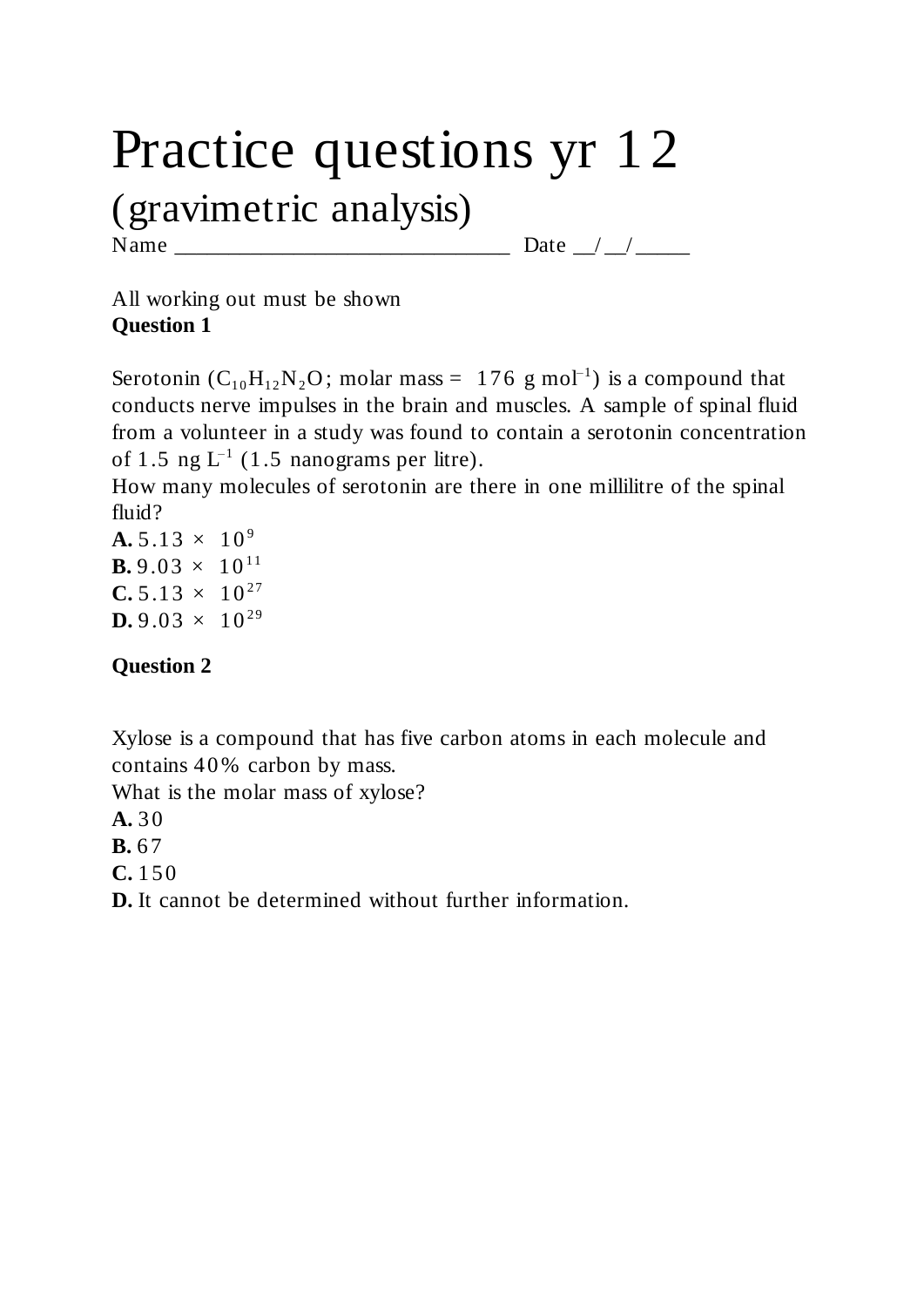# Practice questions yr 12

## (gravimetric analysis)

Name ______________________________ Date __/__/_____

All working out must be shown

**Question 1**

Serotonin ($C_{10}H_{12}N_2O$; molar mass = 176 g $mol^{-1}$) is a compound that conducts nerve impulses in the brain and muscles. A sample of spinal fluid from a volunteer in a study was found to contain a serotonin concentration of 1.5 ng $L^{-1}$ (1.5 nanograms per litre).

How many molecules of serotonin are there in one millilitre of the spinal fluid?

**A.** $5.13 \times 10^{9}$

**B.** $9.03 \times 10^{11}$

**C.** $5.13 \times 10^{27}$

**D.** $9.03 \times 10^{29}$

**Question 2**

Xylose is a compound that has five carbon atoms in each molecule and contains 40% carbon by mass.

What is the molar mass of xylose?

**A.** 30

**B.** 67

**C.** 150

**D.** It cannot be determined without further information.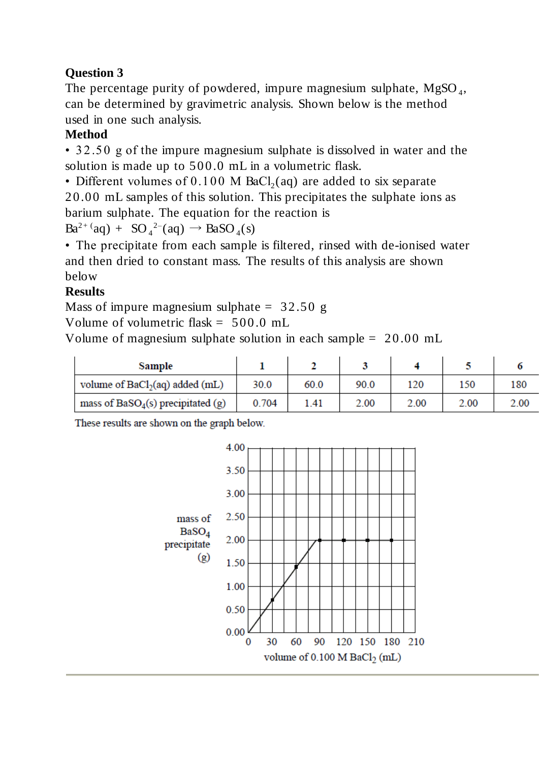**Question 3**

The percentage purity of powdered, impure magnesium sulphate, $MgSO_4$, can be determined by gravimetric analysis. Shown below is the method used in one such analysis.

**Method**

- 32.50 g of the impure magnesium sulphate is dissolved in water and the solution is made up to 500.0 mL in a volumetric flask.
- Different volumes of 0.100 M $BaCl_2(aq)$ are added to six separate 20.00 mL samples of this solution. This precipitates the sulphate ions as barium sulphate. The equation for the reaction is

$Ba^{2+}(aq) + SO_4^{2-}(aq) \rightarrow BaSO_4(s)$

- The precipitate from each sample is filtered, rinsed with de-ionised water and then dried to constant mass. The results of this analysis are shown below

**Results**

Mass of impure magnesium sulphate = 32.50 g

Volume of volumetric flask = 500.0 mL

Volume of magnesium sulphate solution in each sample = 20.00 mL

| Sample | 1 | 2 | 3 | 4 | 5 | 6 |
|---|---|---|---|---|---|---|
| volume of $BaCl_2(aq)$ added (mL) | 30.0 | 60.0 | 90.0 | 120 | 150 | 180 |
| mass of $BaSO_4(s)$ precipitated (g) | 0.704 | 1.41 | 2.00 | 2.00 | 2.00 | 2.00 |

These results are shown on the graph below.

mass of $BaSO_4$ precipitate (g): 0.00, 0.50, 1.00, 1.50, 2.00, 2.50, 3.00, 3.50, 4.00

volume of 0.100 M $BaCl_2$ (mL): 0, 30, 60, 90, 120, 150, 180, 210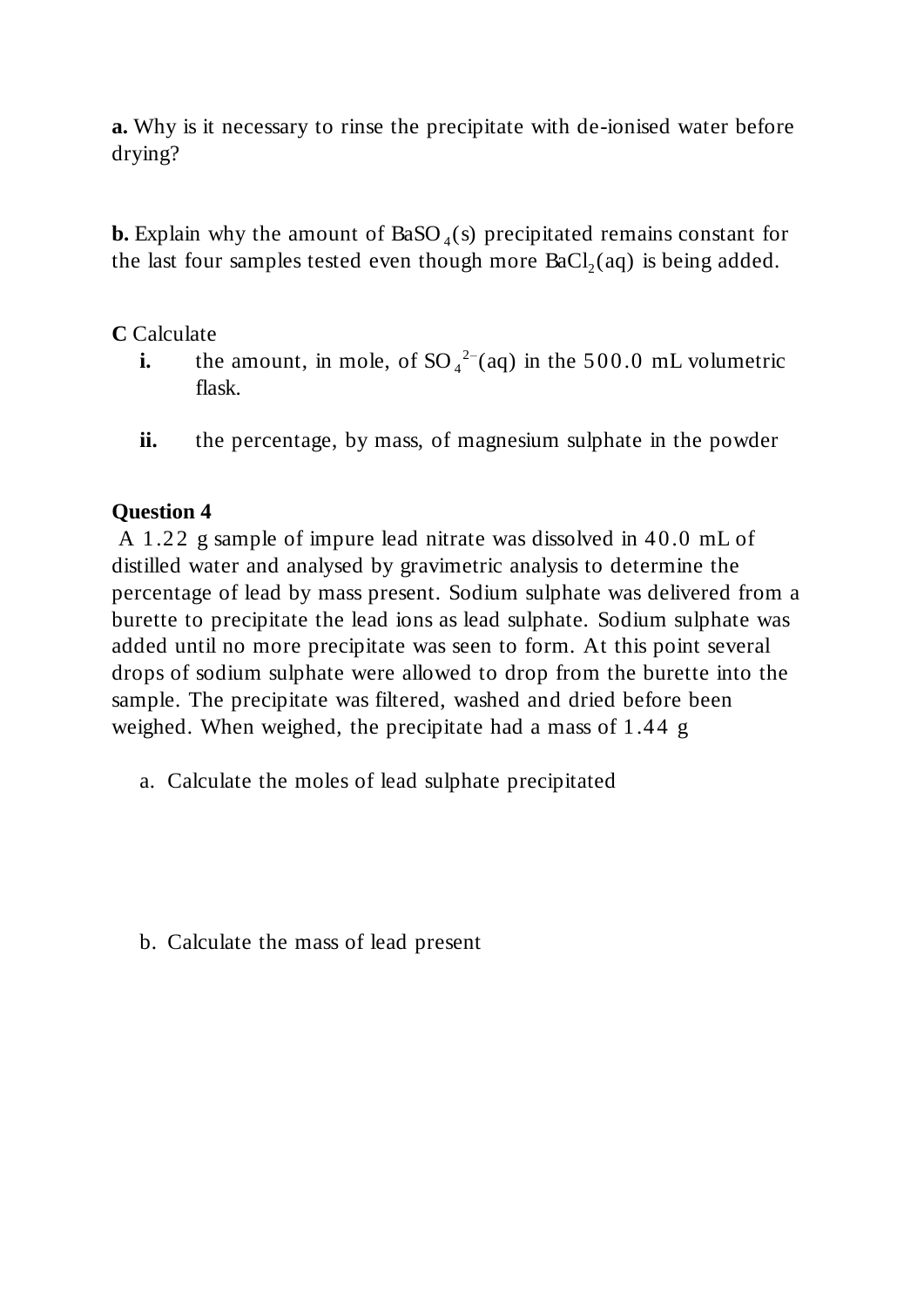**a.** Why is it necessary to rinse the precipitate with de-ionised water before drying?

**b.** Explain why the amount of $BaSO_4(s)$ precipitated remains constant for the last four samples tested even though more $BaCl_2(aq)$ is being added.

**C** Calculate

- **i.** the amount, in mole, of $SO_4^{2-}(aq)$ in the 500.0 mL volumetric flask.

- **ii.** the percentage, by mass, of magnesium sulphate in the powder

**Question 4**

A 1.22 g sample of impure lead nitrate was dissolved in 40.0 mL of distilled water and analysed by gravimetric analysis to determine the percentage of lead by mass present. Sodium sulphate was delivered from a burette to precipitate the lead ions as lead sulphate. Sodium sulphate was added until no more precipitate was seen to form. At this point several drops of sodium sulphate were allowed to drop from the burette into the sample. The precipitate was filtered, washed and dried before been weighed. When weighed, the precipitate had a mass of 1.44 g

a. Calculate the moles of lead sulphate precipitated

b. Calculate the mass of lead present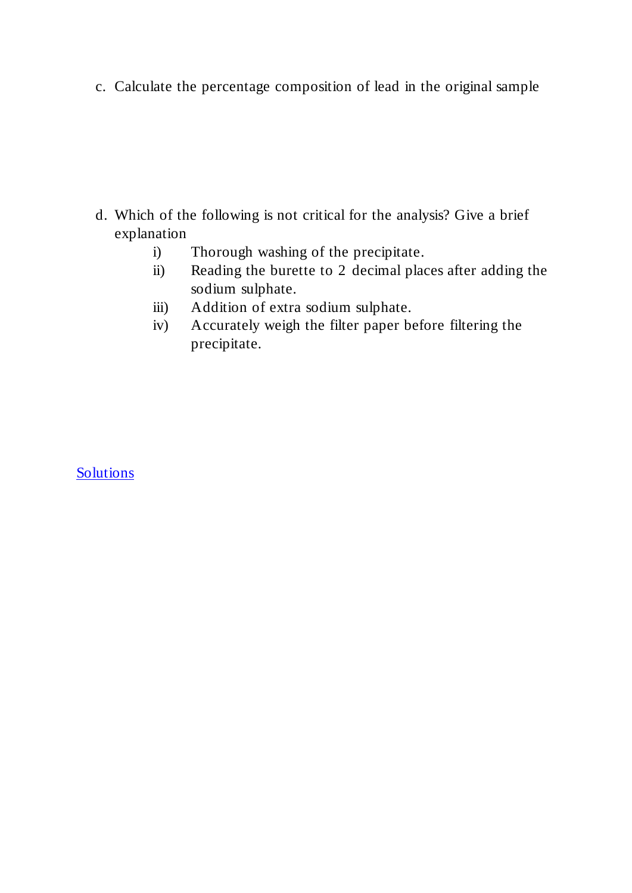c. Calculate the percentage composition of lead in the original sample

d. Which of the following is not critical for the analysis? Give a brief explanation

   i) Thorough washing of the precipitate.
   ii) Reading the burette to 2 decimal places after adding the sodium sulphate.
   iii) Addition of extra sodium sulphate.
   iv) Accurately weigh the filter paper before filtering the precipitate.

Solutions